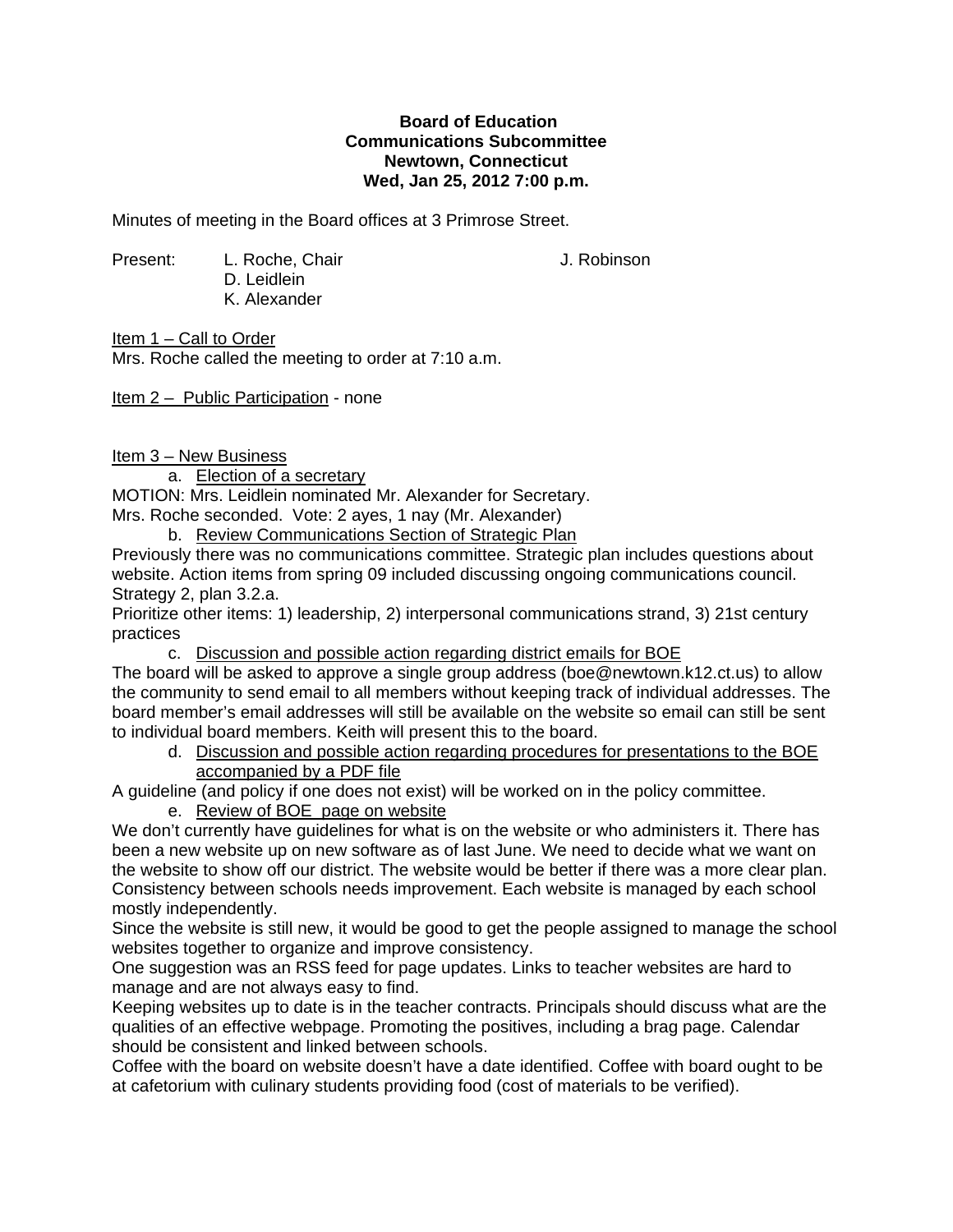**Board of Education**
**Communications Subcommittee**
**Newtown, Connecticut**
**Wed, Jan 25, 2012 7:00 p.m.**

Minutes of meeting in the Board offices at 3 Primrose Street.

Present: L. Roche, Chair
D. Leidlein
K. Alexander
J. Robinson

Item 1 – Call to Order
Mrs. Roche called the meeting to order at 7:10 a.m.

Item 2 – Public Participation - none

Item 3 – New Business

a. Election of a secretary

MOTION: Mrs. Leidlein nominated Mr. Alexander for Secretary.
Mrs. Roche seconded. Vote: 2 ayes, 1 nay (Mr. Alexander)

b. Review Communications Section of Strategic Plan

Previously there was no communications committee. Strategic plan includes questions about website. Action items from spring 09 included discussing ongoing communications council. Strategy 2, plan 3.2.a.
Prioritize other items: 1) leadership, 2) interpersonal communications strand, 3) 21st century practices

c. Discussion and possible action regarding district emails for BOE

The board will be asked to approve a single group address (boe@newtown.k12.ct.us) to allow the community to send email to all members without keeping track of individual addresses. The board member's email addresses will still be available on the website so email can still be sent to individual board members. Keith will present this to the board.

d. Discussion and possible action regarding procedures for presentations to the BOE accompanied by a PDF file

A guideline (and policy if one does not exist) will be worked on in the policy committee.

e. Review of BOE page on website

We don't currently have guidelines for what is on the website or who administers it. There has been a new website up on new software as of last June. We need to decide what we want on the website to show off our district. The website would be better if there was a more clear plan. Consistency between schools needs improvement. Each website is managed by each school mostly independently.
Since the website is still new, it would be good to get the people assigned to manage the school websites together to organize and improve consistency.
One suggestion was an RSS feed for page updates. Links to teacher websites are hard to manage and are not always easy to find.
Keeping websites up to date is in the teacher contracts. Principals should discuss what are the qualities of an effective webpage. Promoting the positives, including a brag page. Calendar should be consistent and linked between schools.
Coffee with the board on website doesn't have a date identified. Coffee with board ought to be at cafetorium with culinary students providing food (cost of materials to be verified).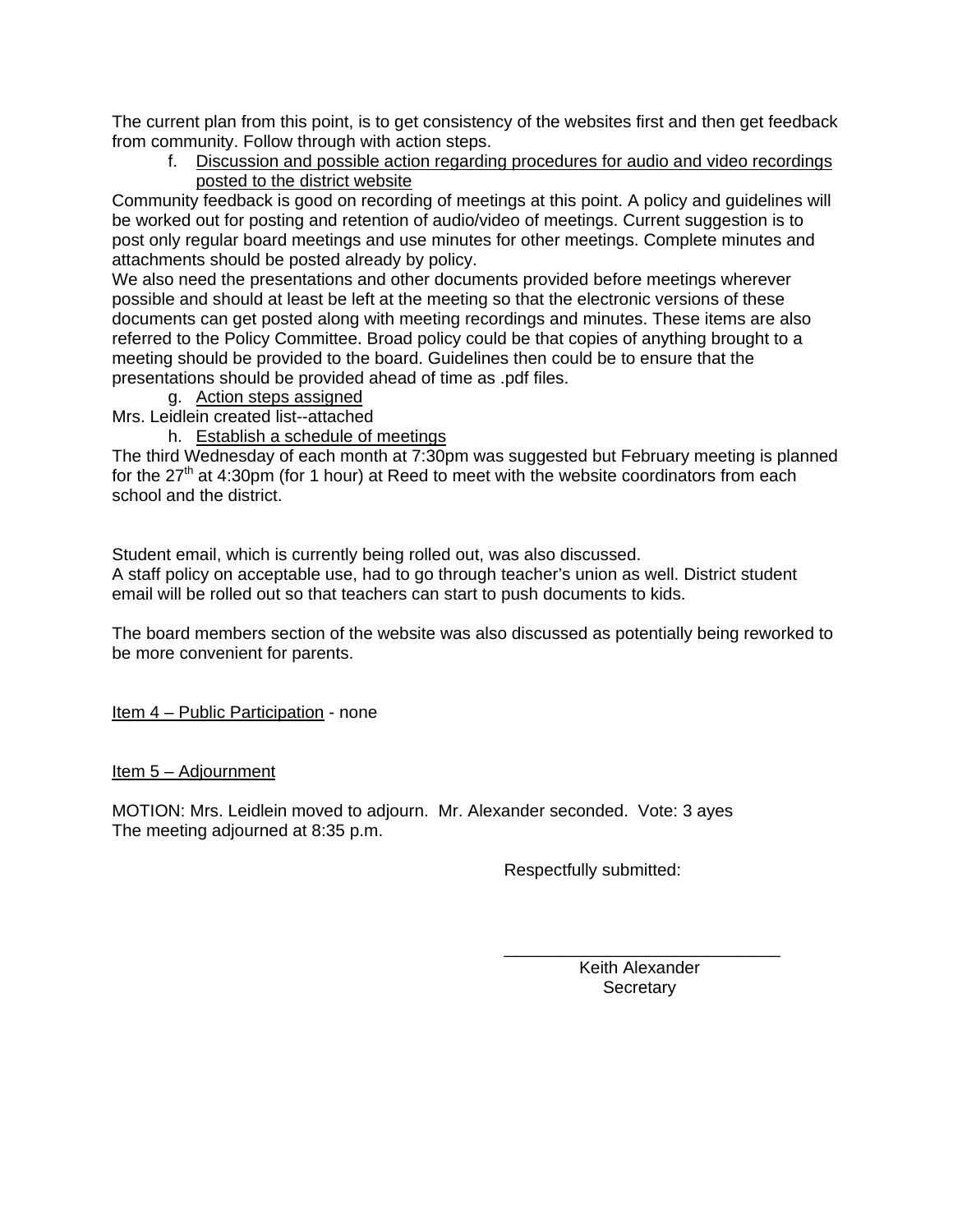The current plan from this point, is to get consistency of the websites first and then get feedback from community. Follow through with action steps.

f. Discussion and possible action regarding procedures for audio and video recordings posted to the district website

Community feedback is good on recording of meetings at this point. A policy and guidelines will be worked out for posting and retention of audio/video of meetings. Current suggestion is to post only regular board meetings and use minutes for other meetings. Complete minutes and attachments should be posted already by policy.

We also need the presentations and other documents provided before meetings wherever possible and should at least be left at the meeting so that the electronic versions of these documents can get posted along with meeting recordings and minutes. These items are also referred to the Policy Committee. Broad policy could be that copies of anything brought to a meeting should be provided to the board. Guidelines then could be to ensure that the presentations should be provided ahead of time as .pdf files.

g. Action steps assigned

Mrs. Leidlein created list--attached

h. Establish a schedule of meetings

The third Wednesday of each month at 7:30pm was suggested but February meeting is planned for the 27th at 4:30pm (for 1 hour) at Reed to meet with the website coordinators from each school and the district.

Student email, which is currently being rolled out, was also discussed.

A staff policy on acceptable use, had to go through teacher's union as well. District student email will be rolled out so that teachers can start to push documents to kids.

The board members section of the website was also discussed as potentially being reworked to be more convenient for parents.

Item 4 – Public Participation - none

Item 5 – Adjournment

MOTION: Mrs. Leidlein moved to adjourn. Mr. Alexander seconded. Vote: 3 ayes
The meeting adjourned at 8:35 p.m.

Respectfully submitted:

\_\_\_\_\_\_\_\_\_\_\_\_\_\_\_\_\_\_\_\_\_\_\_\_\_\_\_\_\_\_

Keith Alexander
Secretary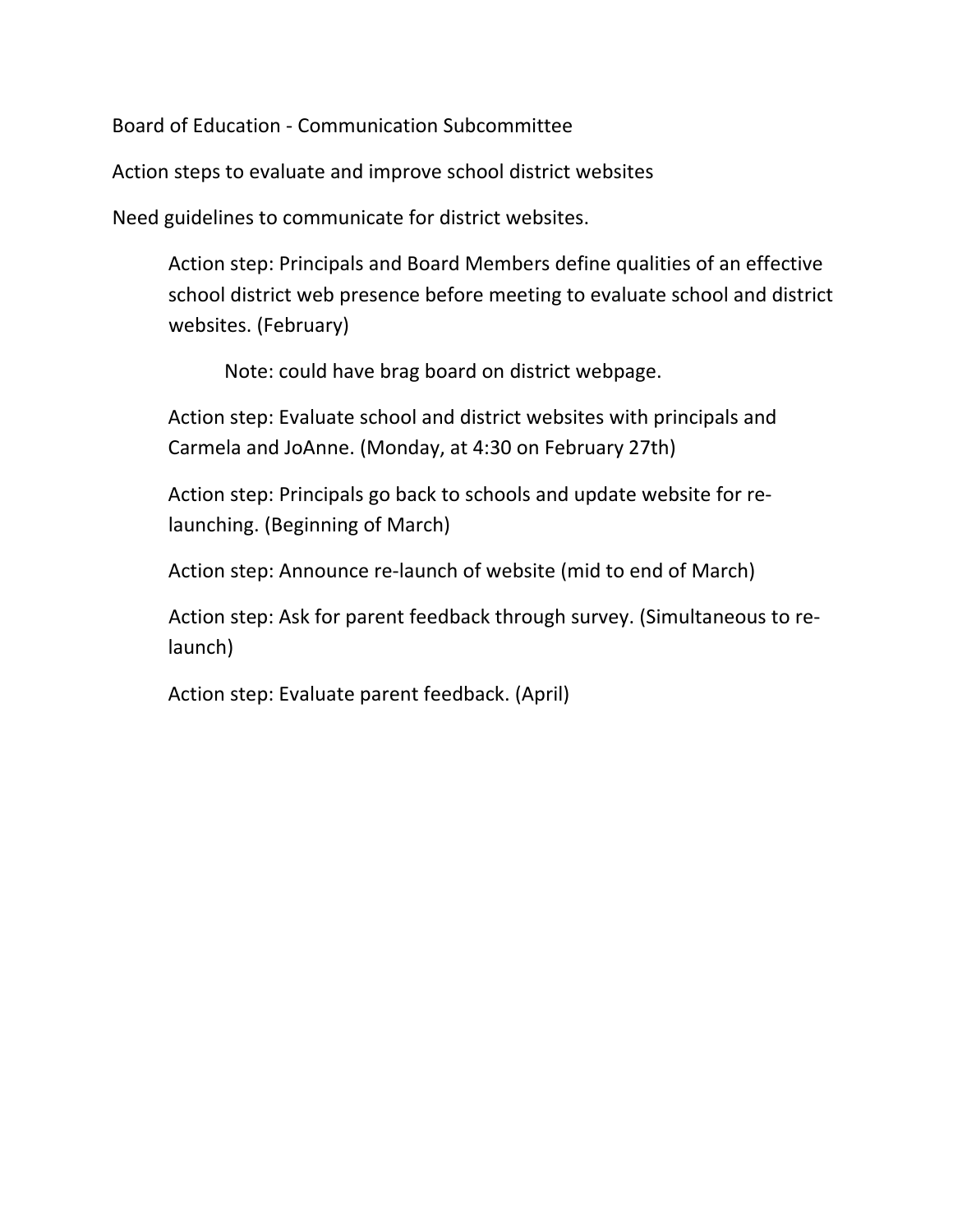Board of Education - Communication Subcommittee

Action steps to evaluate and improve school district websites

Need guidelines to communicate for district websites.

> Action step: Principals and Board Members define qualities of an effective school district web presence before meeting to evaluate school and district websites. (February)
>
> > Note: could have brag board on district webpage.
>
> Action step: Evaluate school and district websites with principals and Carmela and JoAnne. (Monday, at 4:30 on February 27th)
>
> Action step: Principals go back to schools and update website for re-launching. (Beginning of March)
>
> Action step: Announce re-launch of website (mid to end of March)
>
> Action step: Ask for parent feedback through survey. (Simultaneous to re-launch)
>
> Action step: Evaluate parent feedback. (April)